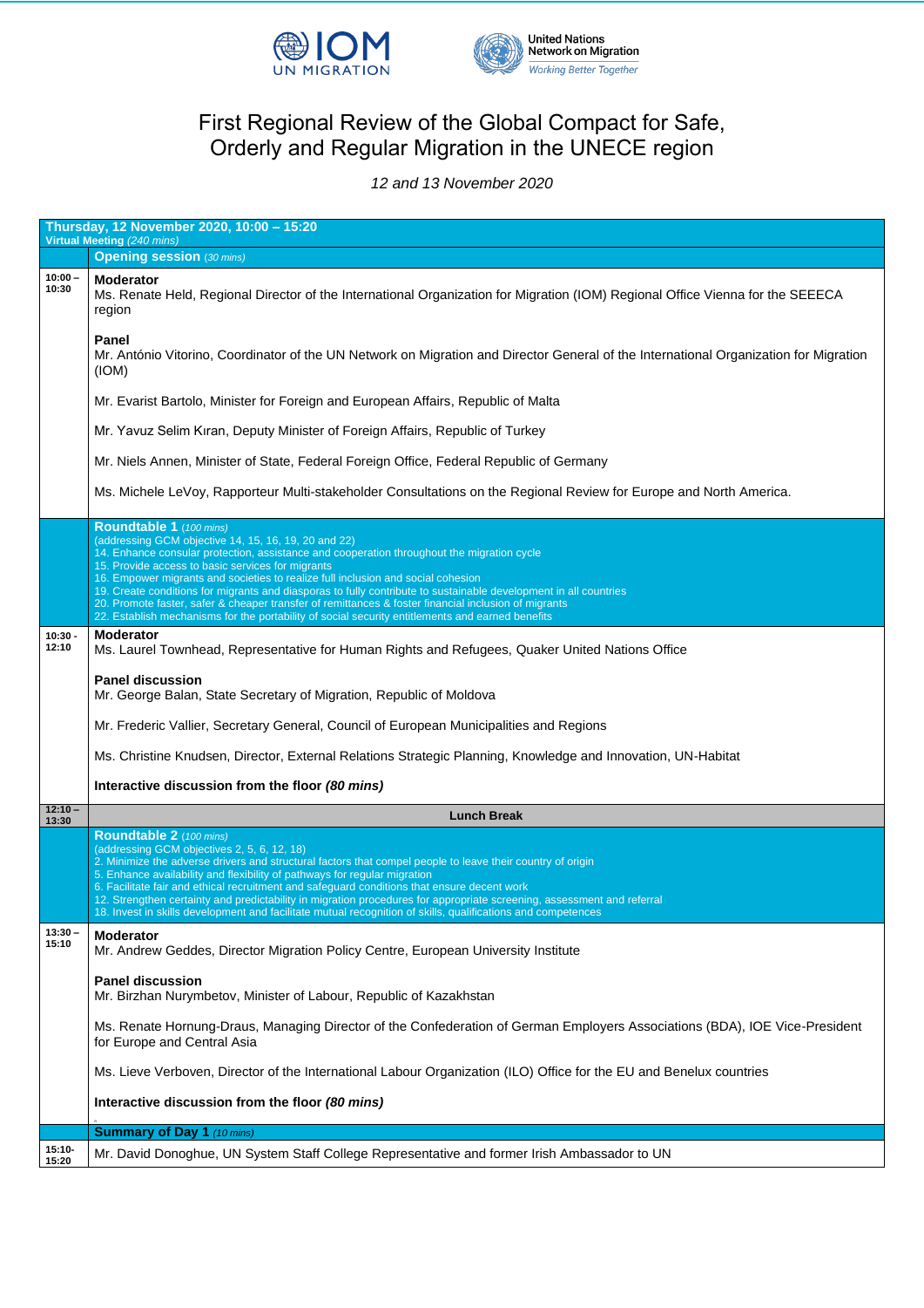# First Regional Review of the Global Compact for Safe, Orderly and Regular Migration in the UNECE region

*12 and 13 November 2020*

| **Thursday, 12 November 2020, 10:00 – 15:20** **Virtual Meeting** *(240 mins)* | |
|---|---|
| | **Opening session** *(30 mins)* |
| **10:00 – 10:30** | **Moderator**<br>Ms. Renate Held, Regional Director of the International Organization for Migration (IOM) Regional Office Vienna for the SEEECA region<br><br>**Panel**<br>Mr. António Vitorino, Coordinator of the UN Network on Migration and Director General of the International Organization for Migration (IOM)<br><br>Mr. Evarist Bartolo, Minister for Foreign and European Affairs, Republic of Malta<br><br>Mr. Yavuz Selim Kıran, Deputy Minister of Foreign Affairs, Republic of Turkey<br><br>Mr. Niels Annen, Minister of State, Federal Foreign Office, Federal Republic of Germany<br><br>Ms. Michele LeVoy, Rapporteur Multi-stakeholder Consultations on the Regional Review for Europe and North America. |
| | **Roundtable 1** *(100 mins)*<br>(addressing GCM objective 14, 15, 16, 19, 20 and 22)<br>14. Enhance consular protection, assistance and cooperation throughout the migration cycle<br>15. Provide access to basic services for migrants<br>16. Empower migrants and societies to realize full inclusion and social cohesion<br>19. Create conditions for migrants and diasporas to fully contribute to sustainable development in all countries<br>20. Promote faster, safer & cheaper transfer of remittances & foster financial inclusion of migrants<br>22. Establish mechanisms for the portability of social security entitlements and earned benefits |
| **10:30 - 12:10** | **Moderator**<br>Ms. Laurel Townhead, Representative for Human Rights and Refugees, Quaker United Nations Office<br><br>**Panel discussion**<br>Mr. George Balan, State Secretary of Migration, Republic of Moldova<br><br>Mr. Frederic Vallier, Secretary General, Council of European Municipalities and Regions<br><br>Ms. Christine Knudsen, Director, External Relations Strategic Planning, Knowledge and Innovation, UN-Habitat<br><br>**Interactive discussion from the floor** ***(80 mins)*** |
| **12:10 – 13:30** | **Lunch Break** |
| | **Roundtable 2** *(100 mins)*<br>(addressing GCM objectives 2, 5, 6, 12, 18)<br>2. Minimize the adverse drivers and structural factors that compel people to leave their country of origin<br>5. Enhance availability and flexibility of pathways for regular migration<br>6. Facilitate fair and ethical recruitment and safeguard conditions that ensure decent work<br>12. Strengthen certainty and predictability in migration procedures for appropriate screening, assessment and referral<br>18. Invest in skills development and facilitate mutual recognition of skills, qualifications and competences |
| **13:30 – 15:10** | **Moderator**<br>Mr. Andrew Geddes, Director Migration Policy Centre, European University Institute<br><br>**Panel discussion**<br>Mr. Birzhan Nurymbetov, Minister of Labour, Republic of Kazakhstan<br><br>Ms. Renate Hornung-Draus, Managing Director of the Confederation of German Employers Associations (BDA), IOE Vice-President for Europe and Central Asia<br><br>Ms. Lieve Verboven, Director of the International Labour Organization (ILO) Office for the EU and Benelux countries<br><br>**Interactive discussion from the floor** ***(80 mins)*** |
| | **Summary of Day 1** *(10 mins)* |
| **15:10- 15:20** | Mr. David Donoghue, UN System Staff College Representative and former Irish Ambassador to UN |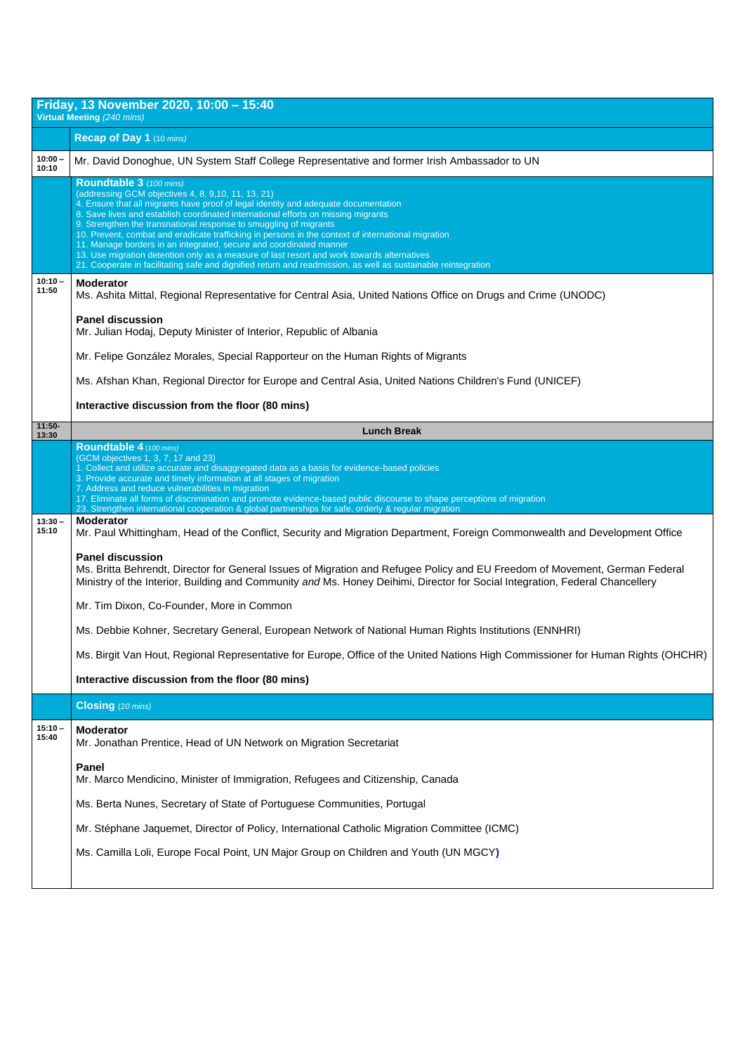| Friday, 13 November 2020, 10:00 – 15:40<br>Virtual Meeting *(240 mins)* | |
|---|---|
| | **Recap of Day 1** *(10 mins)* |
| 10:00 – 10:10 | Mr. David Donoghue, UN System Staff College Representative and former Irish Ambassador to UN |
| | **Roundtable 3** *(100 mins)*<br>(addressing GCM objectives 4, 8, 9,10, 11, 13, 21)<br>4. Ensure that all migrants have proof of legal identity and adequate documentation<br>8. Save lives and establish coordinated international efforts on missing migrants<br>9. Strengthen the transnational response to smuggling of migrants<br>10. Prevent, combat and eradicate trafficking in persons in the context of international migration<br>11. Manage borders in an integrated, secure and coordinated manner<br>13. Use migration detention only as a measure of last resort and work towards alternatives<br>21. Cooperate in facilitating safe and dignified return and readmission, as well as sustainable reintegration |
| 10:10 – 11:50 | **Moderator**<br>Ms. Ashita Mittal, Regional Representative for Central Asia, United Nations Office on Drugs and Crime (UNODC)<br><br>**Panel discussion**<br>Mr. Julian Hodaj, Deputy Minister of Interior, Republic of Albania<br><br>Mr. Felipe González Morales, Special Rapporteur on the Human Rights of Migrants<br><br>Ms. Afshan Khan, Regional Director for Europe and Central Asia, United Nations Children's Fund (UNICEF)<br><br>**Interactive discussion from the floor (80 mins)** |
| 11:50- 13:30 | **Lunch Break** |
| | **Roundtable 4** *(100 mins)*<br>(GCM objectives 1, 3, 7, 17 and 23)<br>1. Collect and utilize accurate and disaggregated data as a basis for evidence-based policies<br>3. Provide accurate and timely information at all stages of migration<br>7. Address and reduce vulnerabilities in migration<br>17. Eliminate all forms of discrimination and promote evidence-based public discourse to shape perceptions of migration<br>23. Strengthen international cooperation & global partnerships for safe, orderly & regular migration |
| 13:30 – 15:10 | **Moderator**<br>Mr. Paul Whittingham, Head of the Conflict, Security and Migration Department, Foreign Commonwealth and Development Office<br><br>**Panel discussion**<br>Ms. Britta Behrendt, Director for General Issues of Migration and Refugee Policy and EU Freedom of Movement, German Federal Ministry of the Interior, Building and Community *and* Ms. Honey Deihimi, Director for Social Integration, Federal Chancellery<br><br>Mr. Tim Dixon, Co-Founder, More in Common<br><br>Ms. Debbie Kohner, Secretary General, European Network of National Human Rights Institutions (ENNHRI)<br><br>Ms. Birgit Van Hout, Regional Representative for Europe, Office of the United Nations High Commissioner for Human Rights (OHCHR)<br><br>**Interactive discussion from the floor (80 mins)** |
| | **Closing** *(20 mins)* |
| 15:10 – 15:40 | **Moderator**<br>Mr. Jonathan Prentice, Head of UN Network on Migration Secretariat<br><br>**Panel**<br>Mr. Marco Mendicino, Minister of Immigration, Refugees and Citizenship, Canada<br><br>Ms. Berta Nunes, Secretary of State of Portuguese Communities, Portugal<br><br>Mr. Stéphane Jaquemet, Director of Policy, International Catholic Migration Committee (ICMC)<br><br>Ms. Camilla Loli, Europe Focal Point, UN Major Group on Children and Youth (UN MGCY) |